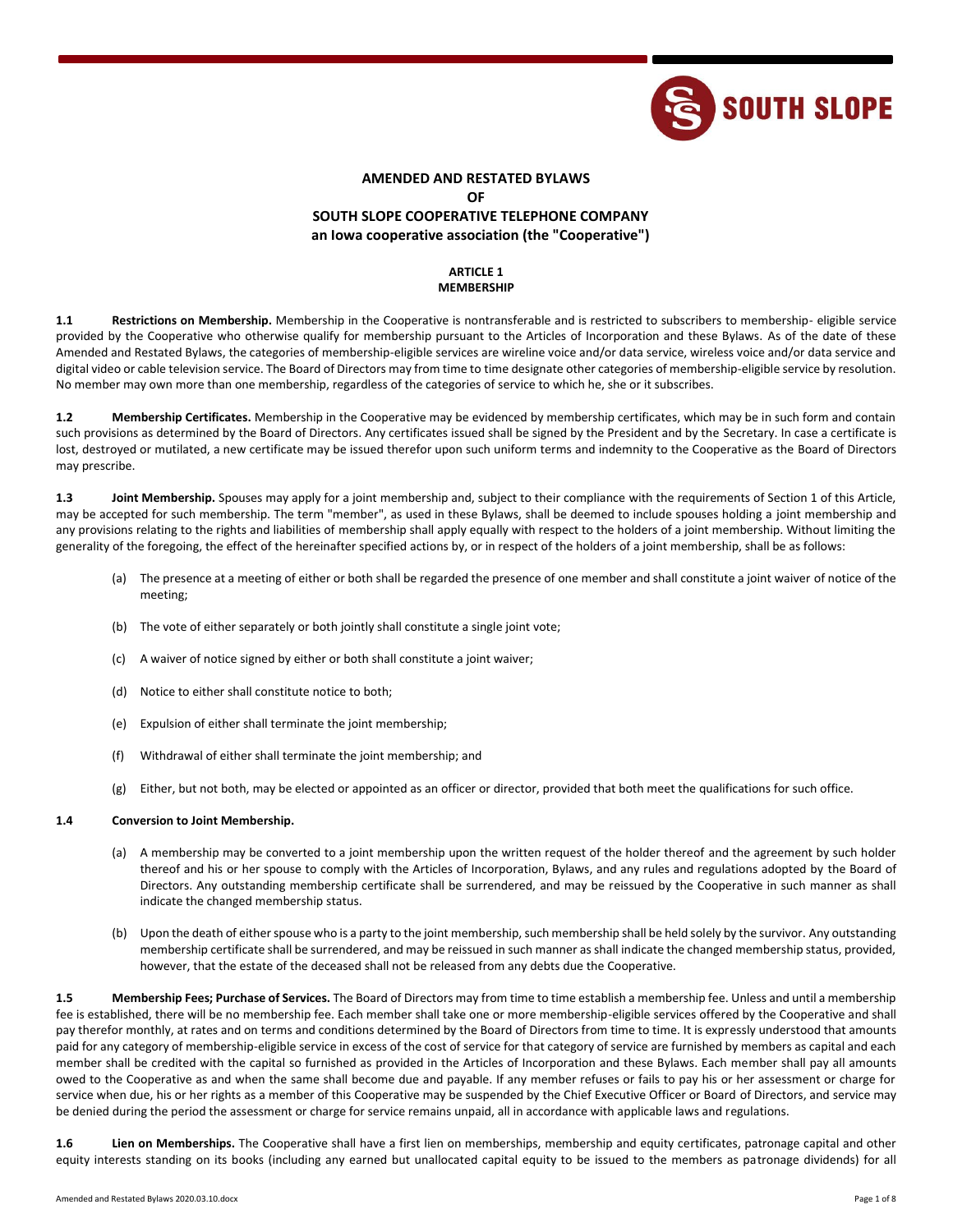# AMENDED AND RESTATED BYLAWS
# OF
# SOUTH SLOPE COOPERATIVE TELEPHONE COMPANY
# an Iowa cooperative association (the "Cooperative")

## ARTICLE 1
## MEMBERSHIP

**1.1 Restrictions on Membership.** Membership in the Cooperative is nontransferable and is restricted to subscribers to membership- eligible service provided by the Cooperative who otherwise qualify for membership pursuant to the Articles of Incorporation and these Bylaws. As of the date of these Amended and Restated Bylaws, the categories of membership-eligible services are wireline voice and/or data service, wireless voice and/or data service and digital video or cable television service. The Board of Directors may from time to time designate other categories of membership-eligible service by resolution. No member may own more than one membership, regardless of the categories of service to which he, she or it subscribes.

**1.2 Membership Certificates.** Membership in the Cooperative may be evidenced by membership certificates, which may be in such form and contain such provisions as determined by the Board of Directors. Any certificates issued shall be signed by the President and by the Secretary. In case a certificate is lost, destroyed or mutilated, a new certificate may be issued therefor upon such uniform terms and indemnity to the Cooperative as the Board of Directors may prescribe.

**1.3 Joint Membership.** Spouses may apply for a joint membership and, subject to their compliance with the requirements of Section 1 of this Article, may be accepted for such membership. The term "member", as used in these Bylaws, shall be deemed to include spouses holding a joint membership and any provisions relating to the rights and liabilities of membership shall apply equally with respect to the holders of a joint membership. Without limiting the generality of the foregoing, the effect of the hereinafter specified actions by, or in respect of the holders of a joint membership, shall be as follows:

(a) The presence at a meeting of either or both shall be regarded the presence of one member and shall constitute a joint waiver of notice of the meeting;

(b) The vote of either separately or both jointly shall constitute a single joint vote;

(c) A waiver of notice signed by either or both shall constitute a joint waiver;

(d) Notice to either shall constitute notice to both;

(e) Expulsion of either shall terminate the joint membership;

(f) Withdrawal of either shall terminate the joint membership; and

(g) Either, but not both, may be elected or appointed as an officer or director, provided that both meet the qualifications for such office.

**1.4 Conversion to Joint Membership.**

(a) A membership may be converted to a joint membership upon the written request of the holder thereof and the agreement by such holder thereof and his or her spouse to comply with the Articles of Incorporation, Bylaws, and any rules and regulations adopted by the Board of Directors. Any outstanding membership certificate shall be surrendered, and may be reissued by the Cooperative in such manner as shall indicate the changed membership status.

(b) Upon the death of either spouse who is a party to the joint membership, such membership shall be held solely by the survivor. Any outstanding membership certificate shall be surrendered, and may be reissued in such manner as shall indicate the changed membership status, provided, however, that the estate of the deceased shall not be released from any debts due the Cooperative.

**1.5 Membership Fees; Purchase of Services.** The Board of Directors may from time to time establish a membership fee. Unless and until a membership fee is established, there will be no membership fee. Each member shall take one or more membership-eligible services offered by the Cooperative and shall pay therefor monthly, at rates and on terms and conditions determined by the Board of Directors from time to time. It is expressly understood that amounts paid for any category of membership-eligible service in excess of the cost of service for that category of service are furnished by members as capital and each member shall be credited with the capital so furnished as provided in the Articles of Incorporation and these Bylaws. Each member shall pay all amounts owed to the Cooperative as and when the same shall become due and payable. If any member refuses or fails to pay his or her assessment or charge for service when due, his or her rights as a member of this Cooperative may be suspended by the Chief Executive Officer or Board of Directors, and service may be denied during the period the assessment or charge for service remains unpaid, all in accordance with applicable laws and regulations.

**1.6 Lien on Memberships.** The Cooperative shall have a first lien on memberships, membership and equity certificates, patronage capital and other equity interests standing on its books (including any earned but unallocated capital equity to be issued to the members as patronage dividends) for all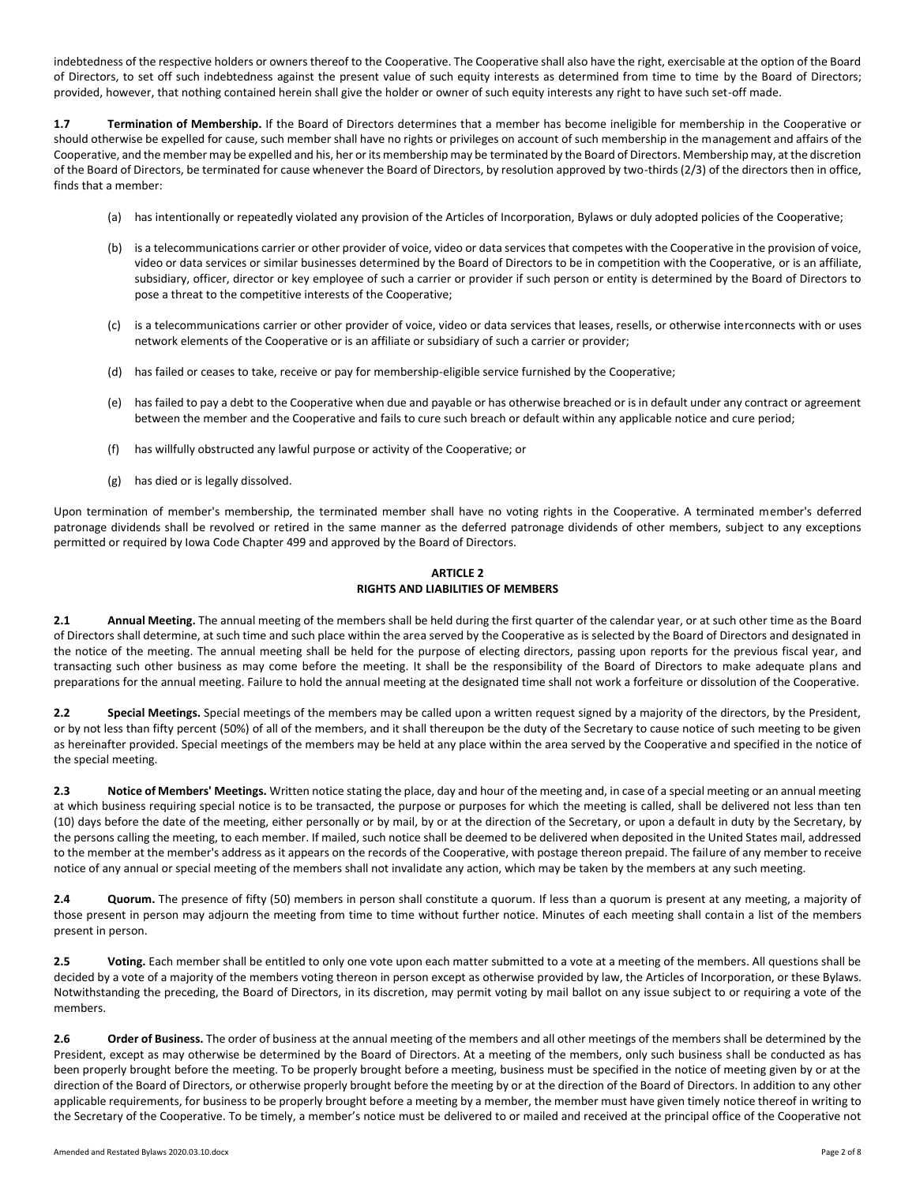indebtedness of the respective holders or owners thereof to the Cooperative. The Cooperative shall also have the right, exercisable at the option of the Board of Directors, to set off such indebtedness against the present value of such equity interests as determined from time to time by the Board of Directors; provided, however, that nothing contained herein shall give the holder or owner of such equity interests any right to have such set-off made.

**1.7 Termination of Membership.** If the Board of Directors determines that a member has become ineligible for membership in the Cooperative or should otherwise be expelled for cause, such member shall have no rights or privileges on account of such membership in the management and affairs of the Cooperative, and the member may be expelled and his, her or its membership may be terminated by the Board of Directors. Membership may, at the discretion of the Board of Directors, be terminated for cause whenever the Board of Directors, by resolution approved by two-thirds (2/3) of the directors then in office, finds that a member:

(a) has intentionally or repeatedly violated any provision of the Articles of Incorporation, Bylaws or duly adopted policies of the Cooperative;

(b) is a telecommunications carrier or other provider of voice, video or data services that competes with the Cooperative in the provision of voice, video or data services or similar businesses determined by the Board of Directors to be in competition with the Cooperative, or is an affiliate, subsidiary, officer, director or key employee of such a carrier or provider if such person or entity is determined by the Board of Directors to pose a threat to the competitive interests of the Cooperative;

(c) is a telecommunications carrier or other provider of voice, video or data services that leases, resells, or otherwise interconnects with or uses network elements of the Cooperative or is an affiliate or subsidiary of such a carrier or provider;

(d) has failed or ceases to take, receive or pay for membership-eligible service furnished by the Cooperative;

(e) has failed to pay a debt to the Cooperative when due and payable or has otherwise breached or is in default under any contract or agreement between the member and the Cooperative and fails to cure such breach or default within any applicable notice and cure period;

(f) has willfully obstructed any lawful purpose or activity of the Cooperative; or

(g) has died or is legally dissolved.

Upon termination of member's membership, the terminated member shall have no voting rights in the Cooperative. A terminated member's deferred patronage dividends shall be revolved or retired in the same manner as the deferred patronage dividends of other members, subject to any exceptions permitted or required by Iowa Code Chapter 499 and approved by the Board of Directors.

## ARTICLE 2
## RIGHTS AND LIABILITIES OF MEMBERS

**2.1 Annual Meeting.** The annual meeting of the members shall be held during the first quarter of the calendar year, or at such other time as the Board of Directors shall determine, at such time and such place within the area served by the Cooperative as is selected by the Board of Directors and designated in the notice of the meeting. The annual meeting shall be held for the purpose of electing directors, passing upon reports for the previous fiscal year, and transacting such other business as may come before the meeting. It shall be the responsibility of the Board of Directors to make adequate plans and preparations for the annual meeting. Failure to hold the annual meeting at the designated time shall not work a forfeiture or dissolution of the Cooperative.

**2.2 Special Meetings.** Special meetings of the members may be called upon a written request signed by a majority of the directors, by the President, or by not less than fifty percent (50%) of all of the members, and it shall thereupon be the duty of the Secretary to cause notice of such meeting to be given as hereinafter provided. Special meetings of the members may be held at any place within the area served by the Cooperative and specified in the notice of the special meeting.

**2.3 Notice of Members' Meetings.** Written notice stating the place, day and hour of the meeting and, in case of a special meeting or an annual meeting at which business requiring special notice is to be transacted, the purpose or purposes for which the meeting is called, shall be delivered not less than ten (10) days before the date of the meeting, either personally or by mail, by or at the direction of the Secretary, or upon a default in duty by the Secretary, by the persons calling the meeting, to each member. If mailed, such notice shall be deemed to be delivered when deposited in the United States mail, addressed to the member at the member's address as it appears on the records of the Cooperative, with postage thereon prepaid. The failure of any member to receive notice of any annual or special meeting of the members shall not invalidate any action, which may be taken by the members at any such meeting.

**2.4 Quorum.** The presence of fifty (50) members in person shall constitute a quorum. If less than a quorum is present at any meeting, a majority of those present in person may adjourn the meeting from time to time without further notice. Minutes of each meeting shall contain a list of the members present in person.

**2.5 Voting.** Each member shall be entitled to only one vote upon each matter submitted to a vote at a meeting of the members. All questions shall be decided by a vote of a majority of the members voting thereon in person except as otherwise provided by law, the Articles of Incorporation, or these Bylaws. Notwithstanding the preceding, the Board of Directors, in its discretion, may permit voting by mail ballot on any issue subject to or requiring a vote of the members.

**2.6 Order of Business.** The order of business at the annual meeting of the members and all other meetings of the members shall be determined by the President, except as may otherwise be determined by the Board of Directors. At a meeting of the members, only such business shall be conducted as has been properly brought before the meeting. To be properly brought before a meeting, business must be specified in the notice of meeting given by or at the direction of the Board of Directors, or otherwise properly brought before the meeting by or at the direction of the Board of Directors. In addition to any other applicable requirements, for business to be properly brought before a meeting by a member, the member must have given timely notice thereof in writing to the Secretary of the Cooperative. To be timely, a member's notice must be delivered to or mailed and received at the principal office of the Cooperative not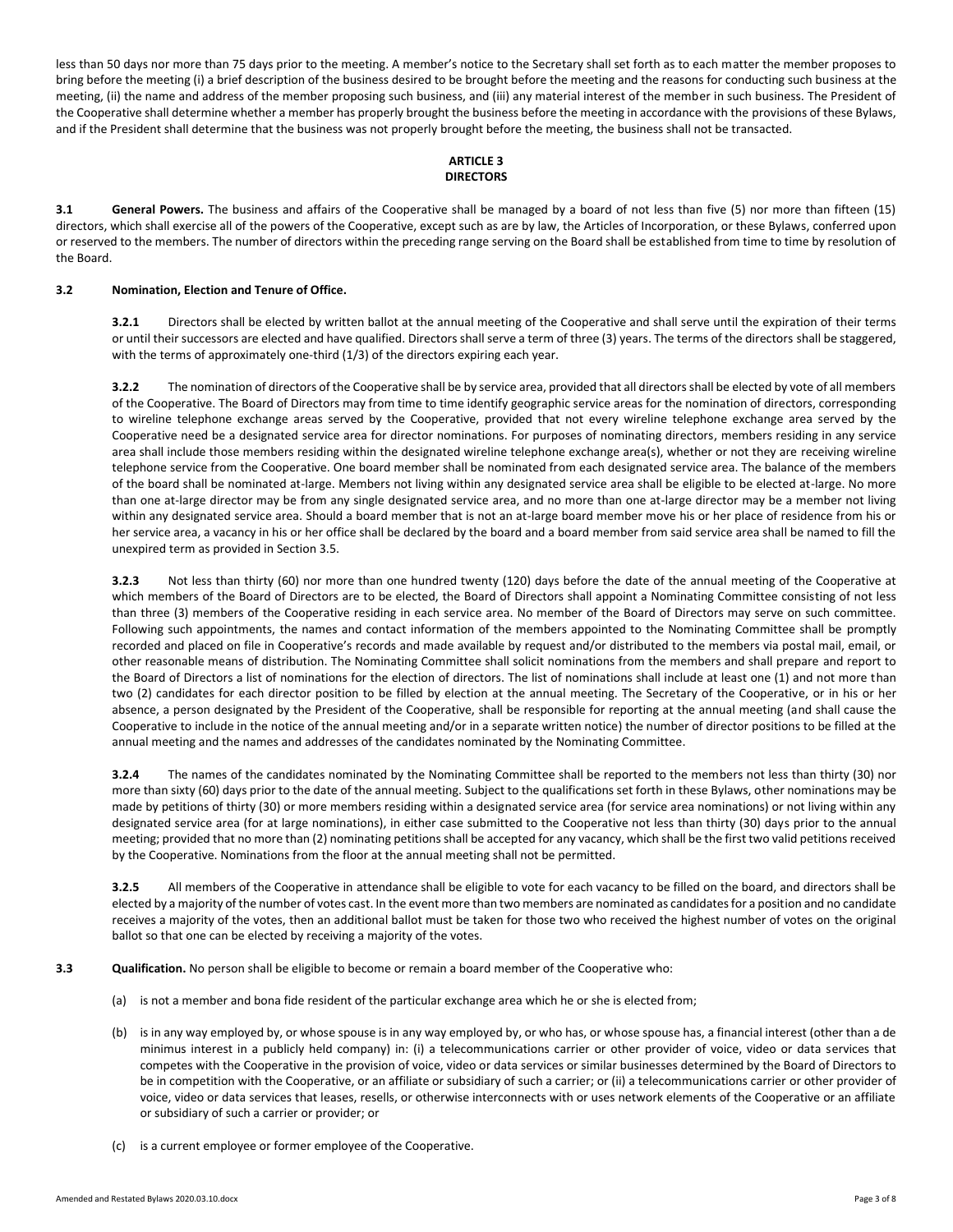less than 50 days nor more than 75 days prior to the meeting. A member's notice to the Secretary shall set forth as to each matter the member proposes to bring before the meeting (i) a brief description of the business desired to be brought before the meeting and the reasons for conducting such business at the meeting, (ii) the name and address of the member proposing such business, and (iii) any material interest of the member in such business. The President of the Cooperative shall determine whether a member has properly brought the business before the meeting in accordance with the provisions of these Bylaws, and if the President shall determine that the business was not properly brought before the meeting, the business shall not be transacted.

## ARTICLE 3
## DIRECTORS

**3.1 General Powers.** The business and affairs of the Cooperative shall be managed by a board of not less than five (5) nor more than fifteen (15) directors, which shall exercise all of the powers of the Cooperative, except such as are by law, the Articles of Incorporation, or these Bylaws, conferred upon or reserved to the members. The number of directors within the preceding range serving on the Board shall be established from time to time by resolution of the Board.

**3.2 Nomination, Election and Tenure of Office.**

**3.2.1** Directors shall be elected by written ballot at the annual meeting of the Cooperative and shall serve until the expiration of their terms or until their successors are elected and have qualified. Directors shall serve a term of three (3) years. The terms of the directors shall be staggered, with the terms of approximately one-third (1/3) of the directors expiring each year.

**3.2.2** The nomination of directors of the Cooperative shall be by service area, provided that all directors shall be elected by vote of all members of the Cooperative. The Board of Directors may from time to time identify geographic service areas for the nomination of directors, corresponding to wireline telephone exchange areas served by the Cooperative, provided that not every wireline telephone exchange area served by the Cooperative need be a designated service area for director nominations. For purposes of nominating directors, members residing in any service area shall include those members residing within the designated wireline telephone exchange area(s), whether or not they are receiving wireline telephone service from the Cooperative. One board member shall be nominated from each designated service area. The balance of the members of the board shall be nominated at-large. Members not living within any designated service area shall be eligible to be elected at-large. No more than one at-large director may be from any single designated service area, and no more than one at-large director may be a member not living within any designated service area. Should a board member that is not an at-large board member move his or her place of residence from his or her service area, a vacancy in his or her office shall be declared by the board and a board member from said service area shall be named to fill the unexpired term as provided in Section 3.5.

**3.2.3** Not less than thirty (60) nor more than one hundred twenty (120) days before the date of the annual meeting of the Cooperative at which members of the Board of Directors are to be elected, the Board of Directors shall appoint a Nominating Committee consisting of not less than three (3) members of the Cooperative residing in each service area. No member of the Board of Directors may serve on such committee. Following such appointments, the names and contact information of the members appointed to the Nominating Committee shall be promptly recorded and placed on file in Cooperative's records and made available by request and/or distributed to the members via postal mail, email, or other reasonable means of distribution. The Nominating Committee shall solicit nominations from the members and shall prepare and report to the Board of Directors a list of nominations for the election of directors. The list of nominations shall include at least one (1) and not more than two (2) candidates for each director position to be filled by election at the annual meeting. The Secretary of the Cooperative, or in his or her absence, a person designated by the President of the Cooperative, shall be responsible for reporting at the annual meeting (and shall cause the Cooperative to include in the notice of the annual meeting and/or in a separate written notice) the number of director positions to be filled at the annual meeting and the names and addresses of the candidates nominated by the Nominating Committee.

**3.2.4** The names of the candidates nominated by the Nominating Committee shall be reported to the members not less than thirty (30) nor more than sixty (60) days prior to the date of the annual meeting. Subject to the qualifications set forth in these Bylaws, other nominations may be made by petitions of thirty (30) or more members residing within a designated service area (for service area nominations) or not living within any designated service area (for at large nominations), in either case submitted to the Cooperative not less than thirty (30) days prior to the annual meeting; provided that no more than (2) nominating petitions shall be accepted for any vacancy, which shall be the first two valid petitions received by the Cooperative. Nominations from the floor at the annual meeting shall not be permitted.

**3.2.5** All members of the Cooperative in attendance shall be eligible to vote for each vacancy to be filled on the board, and directors shall be elected by a majority of the number of votes cast. In the event more than two members are nominated as candidates for a position and no candidate receives a majority of the votes, then an additional ballot must be taken for those two who received the highest number of votes on the original ballot so that one can be elected by receiving a majority of the votes.

**3.3 Qualification.** No person shall be eligible to become or remain a board member of the Cooperative who:

(a) is not a member and bona fide resident of the particular exchange area which he or she is elected from;

(b) is in any way employed by, or whose spouse is in any way employed by, or who has, or whose spouse has, a financial interest (other than a de minimus interest in a publicly held company) in: (i) a telecommunications carrier or other provider of voice, video or data services that competes with the Cooperative in the provision of voice, video or data services or similar businesses determined by the Board of Directors to be in competition with the Cooperative, or an affiliate or subsidiary of such a carrier; or (ii) a telecommunications carrier or other provider of voice, video or data services that leases, resells, or otherwise interconnects with or uses network elements of the Cooperative or an affiliate or subsidiary of such a carrier or provider; or

(c) is a current employee or former employee of the Cooperative.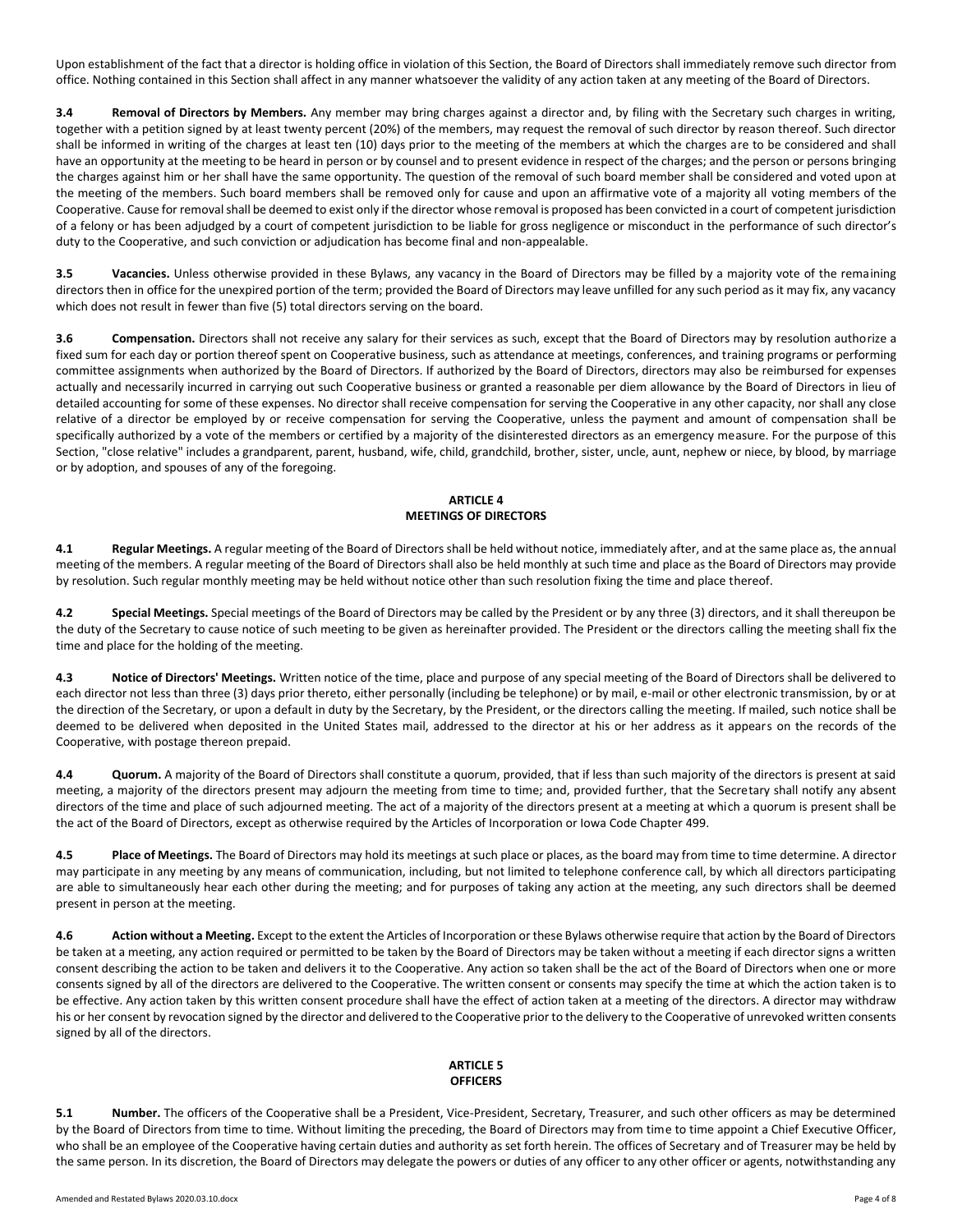Upon establishment of the fact that a director is holding office in violation of this Section, the Board of Directors shall immediately remove such director from office. Nothing contained in this Section shall affect in any manner whatsoever the validity of any action taken at any meeting of the Board of Directors.

**3.4 Removal of Directors by Members.** Any member may bring charges against a director and, by filing with the Secretary such charges in writing, together with a petition signed by at least twenty percent (20%) of the members, may request the removal of such director by reason thereof. Such director shall be informed in writing of the charges at least ten (10) days prior to the meeting of the members at which the charges are to be considered and shall have an opportunity at the meeting to be heard in person or by counsel and to present evidence in respect of the charges; and the person or persons bringing the charges against him or her shall have the same opportunity. The question of the removal of such board member shall be considered and voted upon at the meeting of the members. Such board members shall be removed only for cause and upon an affirmative vote of a majority all voting members of the Cooperative. Cause for removal shall be deemed to exist only if the director whose removal is proposed has been convicted in a court of competent jurisdiction of a felony or has been adjudged by a court of competent jurisdiction to be liable for gross negligence or misconduct in the performance of such director's duty to the Cooperative, and such conviction or adjudication has become final and non-appealable.

**3.5 Vacancies.** Unless otherwise provided in these Bylaws, any vacancy in the Board of Directors may be filled by a majority vote of the remaining directors then in office for the unexpired portion of the term; provided the Board of Directors may leave unfilled for any such period as it may fix, any vacancy which does not result in fewer than five (5) total directors serving on the board.

**3.6 Compensation.** Directors shall not receive any salary for their services as such, except that the Board of Directors may by resolution authorize a fixed sum for each day or portion thereof spent on Cooperative business, such as attendance at meetings, conferences, and training programs or performing committee assignments when authorized by the Board of Directors. If authorized by the Board of Directors, directors may also be reimbursed for expenses actually and necessarily incurred in carrying out such Cooperative business or granted a reasonable per diem allowance by the Board of Directors in lieu of detailed accounting for some of these expenses. No director shall receive compensation for serving the Cooperative in any other capacity, nor shall any close relative of a director be employed by or receive compensation for serving the Cooperative, unless the payment and amount of compensation shall be specifically authorized by a vote of the members or certified by a majority of the disinterested directors as an emergency measure. For the purpose of this Section, "close relative" includes a grandparent, parent, husband, wife, child, grandchild, brother, sister, uncle, aunt, nephew or niece, by blood, by marriage or by adoption, and spouses of any of the foregoing.

## ARTICLE 4
## MEETINGS OF DIRECTORS

**4.1 Regular Meetings.** A regular meeting of the Board of Directors shall be held without notice, immediately after, and at the same place as, the annual meeting of the members. A regular meeting of the Board of Directors shall also be held monthly at such time and place as the Board of Directors may provide by resolution. Such regular monthly meeting may be held without notice other than such resolution fixing the time and place thereof.

**4.2 Special Meetings.** Special meetings of the Board of Directors may be called by the President or by any three (3) directors, and it shall thereupon be the duty of the Secretary to cause notice of such meeting to be given as hereinafter provided. The President or the directors calling the meeting shall fix the time and place for the holding of the meeting.

**4.3 Notice of Directors' Meetings.** Written notice of the time, place and purpose of any special meeting of the Board of Directors shall be delivered to each director not less than three (3) days prior thereto, either personally (including be telephone) or by mail, e-mail or other electronic transmission, by or at the direction of the Secretary, or upon a default in duty by the Secretary, by the President, or the directors calling the meeting. If mailed, such notice shall be deemed to be delivered when deposited in the United States mail, addressed to the director at his or her address as it appears on the records of the Cooperative, with postage thereon prepaid.

**4.4 Quorum.** A majority of the Board of Directors shall constitute a quorum, provided, that if less than such majority of the directors is present at said meeting, a majority of the directors present may adjourn the meeting from time to time; and, provided further, that the Secretary shall notify any absent directors of the time and place of such adjourned meeting. The act of a majority of the directors present at a meeting at which a quorum is present shall be the act of the Board of Directors, except as otherwise required by the Articles of Incorporation or Iowa Code Chapter 499.

**4.5 Place of Meetings.** The Board of Directors may hold its meetings at such place or places, as the board may from time to time determine. A director may participate in any meeting by any means of communication, including, but not limited to telephone conference call, by which all directors participating are able to simultaneously hear each other during the meeting; and for purposes of taking any action at the meeting, any such directors shall be deemed present in person at the meeting.

**4.6 Action without a Meeting.** Except to the extent the Articles of Incorporation or these Bylaws otherwise require that action by the Board of Directors be taken at a meeting, any action required or permitted to be taken by the Board of Directors may be taken without a meeting if each director signs a written consent describing the action to be taken and delivers it to the Cooperative. Any action so taken shall be the act of the Board of Directors when one or more consents signed by all of the directors are delivered to the Cooperative. The written consent or consents may specify the time at which the action taken is to be effective. Any action taken by this written consent procedure shall have the effect of action taken at a meeting of the directors. A director may withdraw his or her consent by revocation signed by the director and delivered to the Cooperative prior to the delivery to the Cooperative of unrevoked written consents signed by all of the directors.

## ARTICLE 5
## OFFICERS

**5.1 Number.** The officers of the Cooperative shall be a President, Vice-President, Secretary, Treasurer, and such other officers as may be determined by the Board of Directors from time to time. Without limiting the preceding, the Board of Directors may from time to time appoint a Chief Executive Officer, who shall be an employee of the Cooperative having certain duties and authority as set forth herein. The offices of Secretary and of Treasurer may be held by the same person. In its discretion, the Board of Directors may delegate the powers or duties of any officer to any other officer or agents, notwithstanding any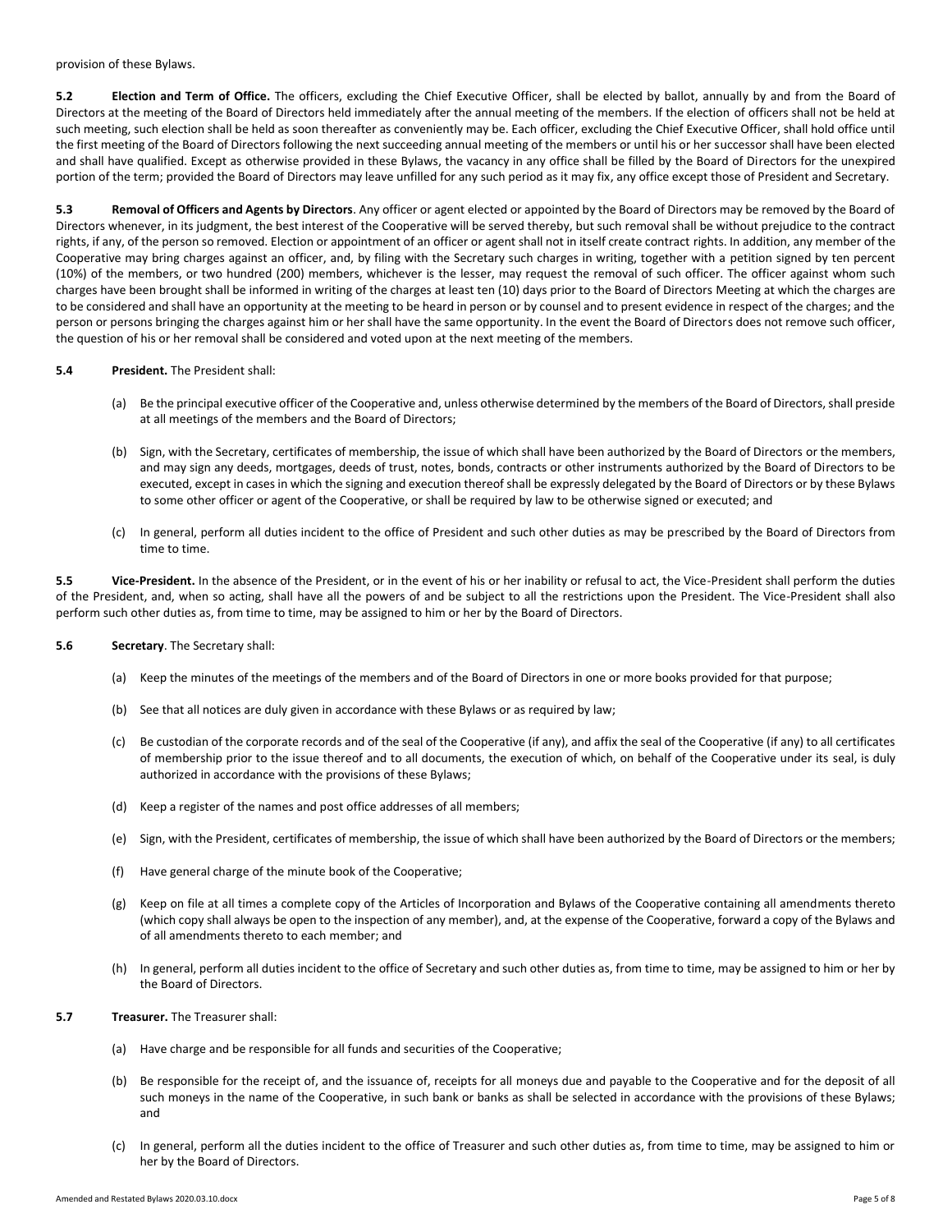provision of these Bylaws.

**5.2 Election and Term of Office.** The officers, excluding the Chief Executive Officer, shall be elected by ballot, annually by and from the Board of Directors at the meeting of the Board of Directors held immediately after the annual meeting of the members. If the election of officers shall not be held at such meeting, such election shall be held as soon thereafter as conveniently may be. Each officer, excluding the Chief Executive Officer, shall hold office until the first meeting of the Board of Directors following the next succeeding annual meeting of the members or until his or her successor shall have been elected and shall have qualified. Except as otherwise provided in these Bylaws, the vacancy in any office shall be filled by the Board of Directors for the unexpired portion of the term; provided the Board of Directors may leave unfilled for any such period as it may fix, any office except those of President and Secretary.

**5.3 Removal of Officers and Agents by Directors**. Any officer or agent elected or appointed by the Board of Directors may be removed by the Board of Directors whenever, in its judgment, the best interest of the Cooperative will be served thereby, but such removal shall be without prejudice to the contract rights, if any, of the person so removed. Election or appointment of an officer or agent shall not in itself create contract rights. In addition, any member of the Cooperative may bring charges against an officer, and, by filing with the Secretary such charges in writing, together with a petition signed by ten percent (10%) of the members, or two hundred (200) members, whichever is the lesser, may request the removal of such officer. The officer against whom such charges have been brought shall be informed in writing of the charges at least ten (10) days prior to the Board of Directors Meeting at which the charges are to be considered and shall have an opportunity at the meeting to be heard in person or by counsel and to present evidence in respect of the charges; and the person or persons bringing the charges against him or her shall have the same opportunity. In the event the Board of Directors does not remove such officer, the question of his or her removal shall be considered and voted upon at the next meeting of the members.

**5.4 President.** The President shall:

(a) Be the principal executive officer of the Cooperative and, unless otherwise determined by the members of the Board of Directors, shall preside at all meetings of the members and the Board of Directors;

(b) Sign, with the Secretary, certificates of membership, the issue of which shall have been authorized by the Board of Directors or the members, and may sign any deeds, mortgages, deeds of trust, notes, bonds, contracts or other instruments authorized by the Board of Directors to be executed, except in cases in which the signing and execution thereof shall be expressly delegated by the Board of Directors or by these Bylaws to some other officer or agent of the Cooperative, or shall be required by law to be otherwise signed or executed; and

(c) In general, perform all duties incident to the office of President and such other duties as may be prescribed by the Board of Directors from time to time.

**5.5 Vice-President.** In the absence of the President, or in the event of his or her inability or refusal to act, the Vice-President shall perform the duties of the President, and, when so acting, shall have all the powers of and be subject to all the restrictions upon the President. The Vice-President shall also perform such other duties as, from time to time, may be assigned to him or her by the Board of Directors.

**5.6 Secretary**. The Secretary shall:

(a) Keep the minutes of the meetings of the members and of the Board of Directors in one or more books provided for that purpose;

(b) See that all notices are duly given in accordance with these Bylaws or as required by law;

(c) Be custodian of the corporate records and of the seal of the Cooperative (if any), and affix the seal of the Cooperative (if any) to all certificates of membership prior to the issue thereof and to all documents, the execution of which, on behalf of the Cooperative under its seal, is duly authorized in accordance with the provisions of these Bylaws;

(d) Keep a register of the names and post office addresses of all members;

(e) Sign, with the President, certificates of membership, the issue of which shall have been authorized by the Board of Directors or the members;

(f) Have general charge of the minute book of the Cooperative;

(g) Keep on file at all times a complete copy of the Articles of Incorporation and Bylaws of the Cooperative containing all amendments thereto (which copy shall always be open to the inspection of any member), and, at the expense of the Cooperative, forward a copy of the Bylaws and of all amendments thereto to each member; and

(h) In general, perform all duties incident to the office of Secretary and such other duties as, from time to time, may be assigned to him or her by the Board of Directors.

**5.7 Treasurer.** The Treasurer shall:

(a) Have charge and be responsible for all funds and securities of the Cooperative;

(b) Be responsible for the receipt of, and the issuance of, receipts for all moneys due and payable to the Cooperative and for the deposit of all such moneys in the name of the Cooperative, in such bank or banks as shall be selected in accordance with the provisions of these Bylaws; and

(c) In general, perform all the duties incident to the office of Treasurer and such other duties as, from time to time, may be assigned to him or her by the Board of Directors.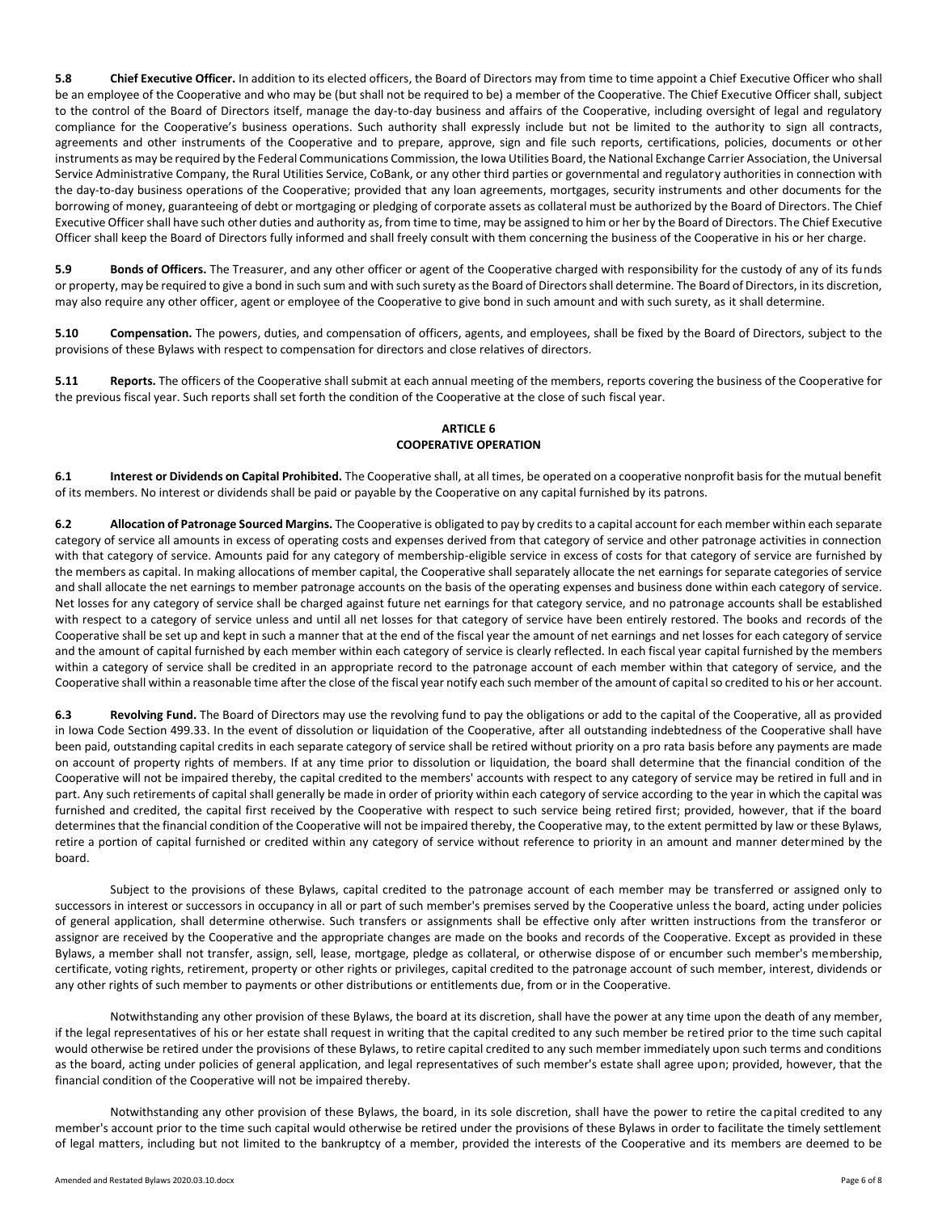**5.8 Chief Executive Officer.** In addition to its elected officers, the Board of Directors may from time to time appoint a Chief Executive Officer who shall be an employee of the Cooperative and who may be (but shall not be required to be) a member of the Cooperative. The Chief Executive Officer shall, subject to the control of the Board of Directors itself, manage the day-to-day business and affairs of the Cooperative, including oversight of legal and regulatory compliance for the Cooperative's business operations. Such authority shall expressly include but not be limited to the authority to sign all contracts, agreements and other instruments of the Cooperative and to prepare, approve, sign and file such reports, certifications, policies, documents or other instruments as may be required by the Federal Communications Commission, the Iowa Utilities Board, the National Exchange Carrier Association, the Universal Service Administrative Company, the Rural Utilities Service, CoBank, or any other third parties or governmental and regulatory authorities in connection with the day-to-day business operations of the Cooperative; provided that any loan agreements, mortgages, security instruments and other documents for the borrowing of money, guaranteeing of debt or mortgaging or pledging of corporate assets as collateral must be authorized by the Board of Directors. The Chief Executive Officer shall have such other duties and authority as, from time to time, may be assigned to him or her by the Board of Directors. The Chief Executive Officer shall keep the Board of Directors fully informed and shall freely consult with them concerning the business of the Cooperative in his or her charge.

**5.9 Bonds of Officers.** The Treasurer, and any other officer or agent of the Cooperative charged with responsibility for the custody of any of its funds or property, may be required to give a bond in such sum and with such surety as the Board of Directors shall determine. The Board of Directors, in its discretion, may also require any other officer, agent or employee of the Cooperative to give bond in such amount and with such surety, as it shall determine.

**5.10 Compensation.** The powers, duties, and compensation of officers, agents, and employees, shall be fixed by the Board of Directors, subject to the provisions of these Bylaws with respect to compensation for directors and close relatives of directors.

**5.11 Reports.** The officers of the Cooperative shall submit at each annual meeting of the members, reports covering the business of the Cooperative for the previous fiscal year. Such reports shall set forth the condition of the Cooperative at the close of such fiscal year.

## ARTICLE 6
## COOPERATIVE OPERATION

**6.1 Interest or Dividends on Capital Prohibited.** The Cooperative shall, at all times, be operated on a cooperative nonprofit basis for the mutual benefit of its members. No interest or dividends shall be paid or payable by the Cooperative on any capital furnished by its patrons.

**6.2 Allocation of Patronage Sourced Margins.** The Cooperative is obligated to pay by credits to a capital account for each member within each separate category of service all amounts in excess of operating costs and expenses derived from that category of service and other patronage activities in connection with that category of service. Amounts paid for any category of membership-eligible service in excess of costs for that category of service are furnished by the members as capital. In making allocations of member capital, the Cooperative shall separately allocate the net earnings for separate categories of service and shall allocate the net earnings to member patronage accounts on the basis of the operating expenses and business done within each category of service. Net losses for any category of service shall be charged against future net earnings for that category service, and no patronage accounts shall be established with respect to a category of service unless and until all net losses for that category of service have been entirely restored. The books and records of the Cooperative shall be set up and kept in such a manner that at the end of the fiscal year the amount of net earnings and net losses for each category of service and the amount of capital furnished by each member within each category of service is clearly reflected. In each fiscal year capital furnished by the members within a category of service shall be credited in an appropriate record to the patronage account of each member within that category of service, and the Cooperative shall within a reasonable time after the close of the fiscal year notify each such member of the amount of capital so credited to his or her account.

**6.3 Revolving Fund.** The Board of Directors may use the revolving fund to pay the obligations or add to the capital of the Cooperative, all as provided in Iowa Code Section 499.33. In the event of dissolution or liquidation of the Cooperative, after all outstanding indebtedness of the Cooperative shall have been paid, outstanding capital credits in each separate category of service shall be retired without priority on a pro rata basis before any payments are made on account of property rights of members. If at any time prior to dissolution or liquidation, the board shall determine that the financial condition of the Cooperative will not be impaired thereby, the capital credited to the members' accounts with respect to any category of service may be retired in full and in part. Any such retirements of capital shall generally be made in order of priority within each category of service according to the year in which the capital was furnished and credited, the capital first received by the Cooperative with respect to such service being retired first; provided, however, that if the board determines that the financial condition of the Cooperative will not be impaired thereby, the Cooperative may, to the extent permitted by law or these Bylaws, retire a portion of capital furnished or credited within any category of service without reference to priority in an amount and manner determined by the board.

Subject to the provisions of these Bylaws, capital credited to the patronage account of each member may be transferred or assigned only to successors in interest or successors in occupancy in all or part of such member's premises served by the Cooperative unless the board, acting under policies of general application, shall determine otherwise. Such transfers or assignments shall be effective only after written instructions from the transferor or assignor are received by the Cooperative and the appropriate changes are made on the books and records of the Cooperative. Except as provided in these Bylaws, a member shall not transfer, assign, sell, lease, mortgage, pledge as collateral, or otherwise dispose of or encumber such member's membership, certificate, voting rights, retirement, property or other rights or privileges, capital credited to the patronage account of such member, interest, dividends or any other rights of such member to payments or other distributions or entitlements due, from or in the Cooperative.

Notwithstanding any other provision of these Bylaws, the board at its discretion, shall have the power at any time upon the death of any member, if the legal representatives of his or her estate shall request in writing that the capital credited to any such member be retired prior to the time such capital would otherwise be retired under the provisions of these Bylaws, to retire capital credited to any such member immediately upon such terms and conditions as the board, acting under policies of general application, and legal representatives of such member's estate shall agree upon; provided, however, that the financial condition of the Cooperative will not be impaired thereby.

Notwithstanding any other provision of these Bylaws, the board, in its sole discretion, shall have the power to retire the capital credited to any member's account prior to the time such capital would otherwise be retired under the provisions of these Bylaws in order to facilitate the timely settlement of legal matters, including but not limited to the bankruptcy of a member, provided the interests of the Cooperative and its members are deemed to be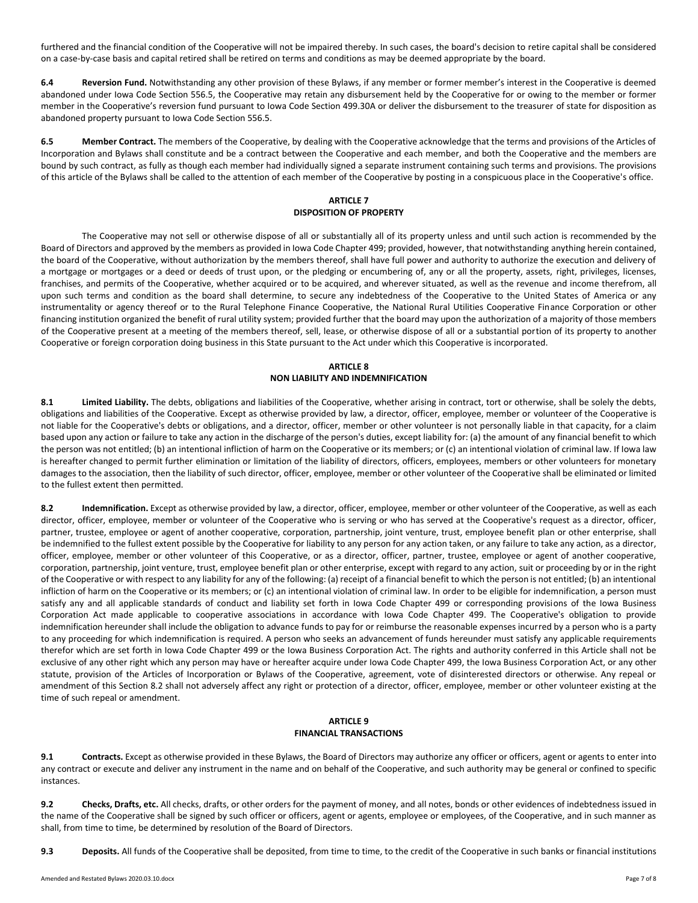furthered and the financial condition of the Cooperative will not be impaired thereby. In such cases, the board's decision to retire capital shall be considered on a case-by-case basis and capital retired shall be retired on terms and conditions as may be deemed appropriate by the board.

**6.4 Reversion Fund.** Notwithstanding any other provision of these Bylaws, if any member or former member's interest in the Cooperative is deemed abandoned under Iowa Code Section 556.5, the Cooperative may retain any disbursement held by the Cooperative for or owing to the member or former member in the Cooperative's reversion fund pursuant to Iowa Code Section 499.30A or deliver the disbursement to the treasurer of state for disposition as abandoned property pursuant to Iowa Code Section 556.5.

**6.5 Member Contract.** The members of the Cooperative, by dealing with the Cooperative acknowledge that the terms and provisions of the Articles of Incorporation and Bylaws shall constitute and be a contract between the Cooperative and each member, and both the Cooperative and the members are bound by such contract, as fully as though each member had individually signed a separate instrument containing such terms and provisions. The provisions of this article of the Bylaws shall be called to the attention of each member of the Cooperative by posting in a conspicuous place in the Cooperative's office.

## ARTICLE 7
## DISPOSITION OF PROPERTY

The Cooperative may not sell or otherwise dispose of all or substantially all of its property unless and until such action is recommended by the Board of Directors and approved by the members as provided in Iowa Code Chapter 499; provided, however, that notwithstanding anything herein contained, the board of the Cooperative, without authorization by the members thereof, shall have full power and authority to authorize the execution and delivery of a mortgage or mortgages or a deed or deeds of trust upon, or the pledging or encumbering of, any or all the property, assets, right, privileges, licenses, franchises, and permits of the Cooperative, whether acquired or to be acquired, and wherever situated, as well as the revenue and income therefrom, all upon such terms and condition as the board shall determine, to secure any indebtedness of the Cooperative to the United States of America or any instrumentality or agency thereof or to the Rural Telephone Finance Cooperative, the National Rural Utilities Cooperative Finance Corporation or other financing institution organized the benefit of rural utility system; provided further that the board may upon the authorization of a majority of those members of the Cooperative present at a meeting of the members thereof, sell, lease, or otherwise dispose of all or a substantial portion of its property to another Cooperative or foreign corporation doing business in this State pursuant to the Act under which this Cooperative is incorporated.

## ARTICLE 8
## NON LIABILITY AND INDEMNIFICATION

**8.1 Limited Liability.** The debts, obligations and liabilities of the Cooperative, whether arising in contract, tort or otherwise, shall be solely the debts, obligations and liabilities of the Cooperative. Except as otherwise provided by law, a director, officer, employee, member or volunteer of the Cooperative is not liable for the Cooperative's debts or obligations, and a director, officer, member or other volunteer is not personally liable in that capacity, for a claim based upon any action or failure to take any action in the discharge of the person's duties, except liability for: (a) the amount of any financial benefit to which the person was not entitled; (b) an intentional infliction of harm on the Cooperative or its members; or (c) an intentional violation of criminal law. If Iowa law is hereafter changed to permit further elimination or limitation of the liability of directors, officers, employees, members or other volunteers for monetary damages to the association, then the liability of such director, officer, employee, member or other volunteer of the Cooperative shall be eliminated or limited to the fullest extent then permitted.

**8.2 Indemnification.** Except as otherwise provided by law, a director, officer, employee, member or other volunteer of the Cooperative, as well as each director, officer, employee, member or volunteer of the Cooperative who is serving or who has served at the Cooperative's request as a director, officer, partner, trustee, employee or agent of another cooperative, corporation, partnership, joint venture, trust, employee benefit plan or other enterprise, shall be indemnified to the fullest extent possible by the Cooperative for liability to any person for any action taken, or any failure to take any action, as a director, officer, employee, member or other volunteer of this Cooperative, or as a director, officer, partner, trustee, employee or agent of another cooperative, corporation, partnership, joint venture, trust, employee benefit plan or other enterprise, except with regard to any action, suit or proceeding by or in the right of the Cooperative or with respect to any liability for any of the following: (a) receipt of a financial benefit to which the person is not entitled; (b) an intentional infliction of harm on the Cooperative or its members; or (c) an intentional violation of criminal law. In order to be eligible for indemnification, a person must satisfy any and all applicable standards of conduct and liability set forth in Iowa Code Chapter 499 or corresponding provisions of the Iowa Business Corporation Act made applicable to cooperative associations in accordance with Iowa Code Chapter 499. The Cooperative's obligation to provide indemnification hereunder shall include the obligation to advance funds to pay for or reimburse the reasonable expenses incurred by a person who is a party to any proceeding for which indemnification is required. A person who seeks an advancement of funds hereunder must satisfy any applicable requirements therefor which are set forth in Iowa Code Chapter 499 or the Iowa Business Corporation Act. The rights and authority conferred in this Article shall not be exclusive of any other right which any person may have or hereafter acquire under Iowa Code Chapter 499, the Iowa Business Corporation Act, or any other statute, provision of the Articles of Incorporation or Bylaws of the Cooperative, agreement, vote of disinterested directors or otherwise. Any repeal or amendment of this Section 8.2 shall not adversely affect any right or protection of a director, officer, employee, member or other volunteer existing at the time of such repeal or amendment.

## ARTICLE 9
## FINANCIAL TRANSACTIONS

**9.1 Contracts.** Except as otherwise provided in these Bylaws, the Board of Directors may authorize any officer or officers, agent or agents to enter into any contract or execute and deliver any instrument in the name and on behalf of the Cooperative, and such authority may be general or confined to specific instances.

**9.2 Checks, Drafts, etc.** All checks, drafts, or other orders for the payment of money, and all notes, bonds or other evidences of indebtedness issued in the name of the Cooperative shall be signed by such officer or officers, agent or agents, employee or employees, of the Cooperative, and in such manner as shall, from time to time, be determined by resolution of the Board of Directors.

**9.3 Deposits.** All funds of the Cooperative shall be deposited, from time to time, to the credit of the Cooperative in such banks or financial institutions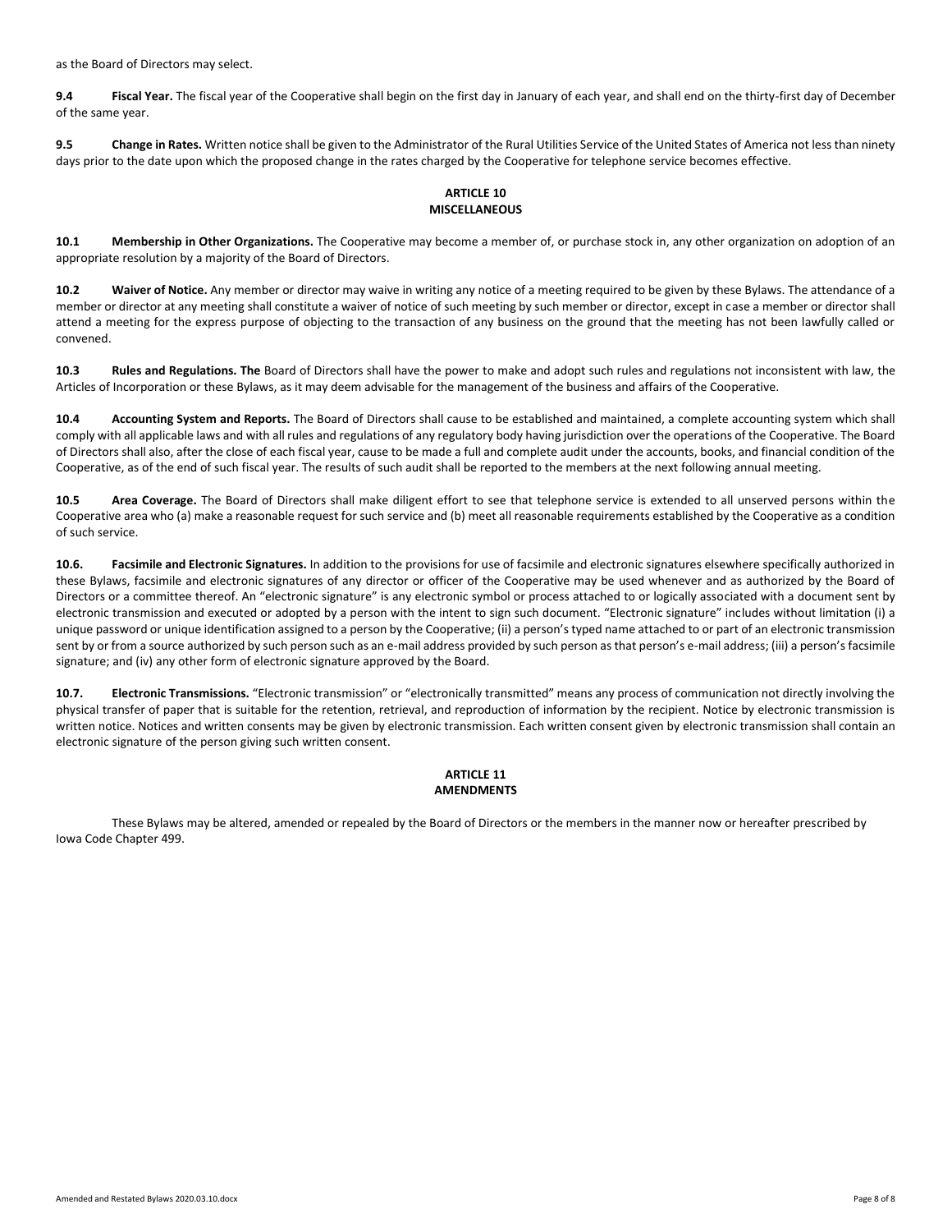as the Board of Directors may select.

**9.4 Fiscal Year.** The fiscal year of the Cooperative shall begin on the first day in January of each year, and shall end on the thirty-first day of December of the same year.

**9.5 Change in Rates.** Written notice shall be given to the Administrator of the Rural Utilities Service of the United States of America not less than ninety days prior to the date upon which the proposed change in the rates charged by the Cooperative for telephone service becomes effective.

## ARTICLE 10
## MISCELLANEOUS

**10.1 Membership in Other Organizations.** The Cooperative may become a member of, or purchase stock in, any other organization on adoption of an appropriate resolution by a majority of the Board of Directors.

**10.2 Waiver of Notice.** Any member or director may waive in writing any notice of a meeting required to be given by these Bylaws. The attendance of a member or director at any meeting shall constitute a waiver of notice of such meeting by such member or director, except in case a member or director shall attend a meeting for the express purpose of objecting to the transaction of any business on the ground that the meeting has not been lawfully called or convened.

**10.3 Rules and Regulations. The** Board of Directors shall have the power to make and adopt such rules and regulations not inconsistent with law, the Articles of Incorporation or these Bylaws, as it may deem advisable for the management of the business and affairs of the Cooperative.

**10.4 Accounting System and Reports.** The Board of Directors shall cause to be established and maintained, a complete accounting system which shall comply with all applicable laws and with all rules and regulations of any regulatory body having jurisdiction over the operations of the Cooperative. The Board of Directors shall also, after the close of each fiscal year, cause to be made a full and complete audit under the accounts, books, and financial condition of the Cooperative, as of the end of such fiscal year. The results of such audit shall be reported to the members at the next following annual meeting.

**10.5 Area Coverage.** The Board of Directors shall make diligent effort to see that telephone service is extended to all unserved persons within the Cooperative area who (a) make a reasonable request for such service and (b) meet all reasonable requirements established by the Cooperative as a condition of such service.

**10.6. Facsimile and Electronic Signatures.** In addition to the provisions for use of facsimile and electronic signatures elsewhere specifically authorized in these Bylaws, facsimile and electronic signatures of any director or officer of the Cooperative may be used whenever and as authorized by the Board of Directors or a committee thereof. An "electronic signature" is any electronic symbol or process attached to or logically associated with a document sent by electronic transmission and executed or adopted by a person with the intent to sign such document. "Electronic signature" includes without limitation (i) a unique password or unique identification assigned to a person by the Cooperative; (ii) a person's typed name attached to or part of an electronic transmission sent by or from a source authorized by such person such as an e-mail address provided by such person as that person's e-mail address; (iii) a person's facsimile signature; and (iv) any other form of electronic signature approved by the Board.

**10.7. Electronic Transmissions.** "Electronic transmission" or "electronically transmitted" means any process of communication not directly involving the physical transfer of paper that is suitable for the retention, retrieval, and reproduction of information by the recipient. Notice by electronic transmission is written notice. Notices and written consents may be given by electronic transmission. Each written consent given by electronic transmission shall contain an electronic signature of the person giving such written consent.

## ARTICLE 11
## AMENDMENTS

These Bylaws may be altered, amended or repealed by the Board of Directors or the members in the manner now or hereafter prescribed by Iowa Code Chapter 499.